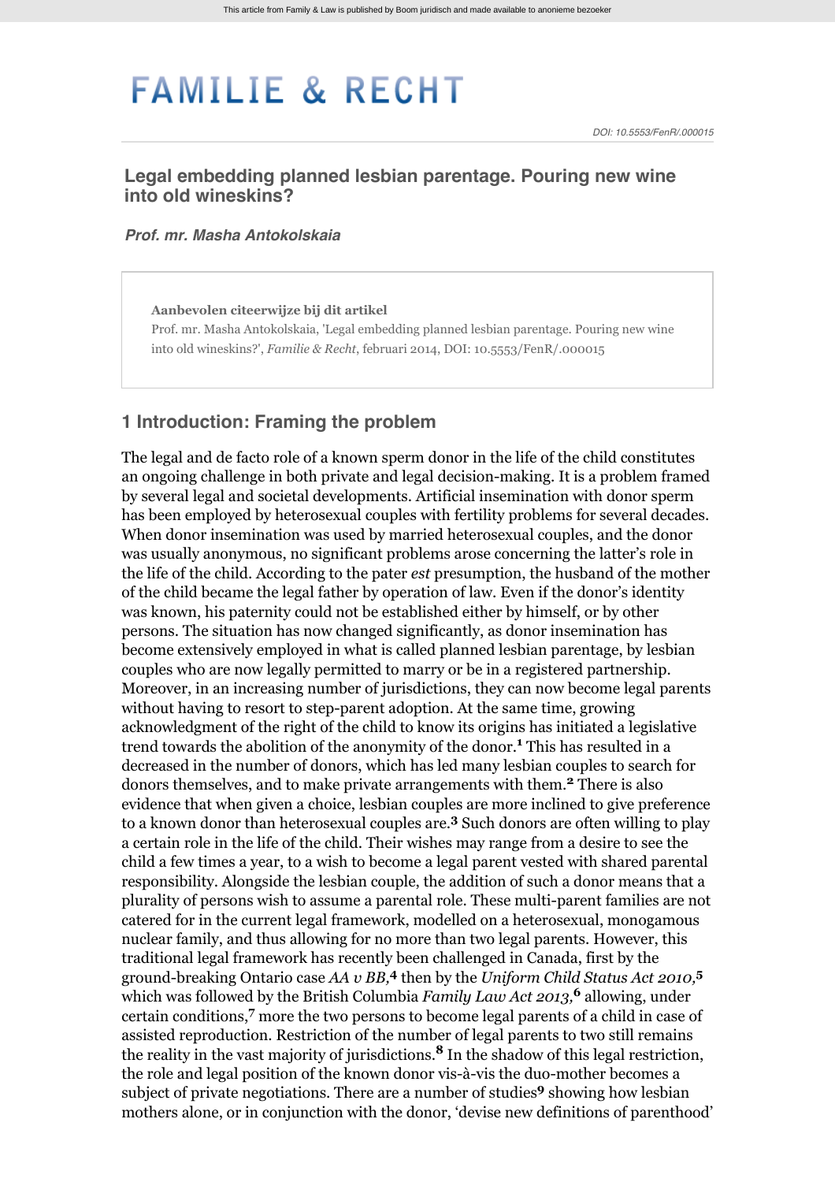# FAMILIE & RECHT

DOI: 10.5553/FenR/.000015

## Legal embedding planned lesbian parentage. Pouring new wine into old wineskins?

***Prof. mr. Masha Antokolskaia***

> **Aanbevolen citeerwijze bij dit artikel**
> Prof. mr. Masha Antokolskaia, 'Legal embedding planned lesbian parentage. Pouring new wine into old wineskins?', *Familie & Recht*, februari 2014, DOI: 10.5553/FenR/.000015

## 1 Introduction: Framing the problem

The legal and de facto role of a known sperm donor in the life of the child constitutes an ongoing challenge in both private and legal decision-making. It is a problem framed by several legal and societal developments. Artificial insemination with donor sperm has been employed by heterosexual couples with fertility problems for several decades. When donor insemination was used by married heterosexual couples, and the donor was usually anonymous, no significant problems arose concerning the latter's role in the life of the child. According to the pater *est* presumption, the husband of the mother of the child became the legal father by operation of law. Even if the donor's identity was known, his paternity could not be established either by himself, or by other persons. The situation has now changed significantly, as donor insemination has become extensively employed in what is called planned lesbian parentage, by lesbian couples who are now legally permitted to marry or be in a registered partnership. Moreover, in an increasing number of jurisdictions, they can now become legal parents without having to resort to step-parent adoption. At the same time, growing acknowledgment of the right of the child to know its origins has initiated a legislative trend towards the abolition of the anonymity of the donor.[1] This has resulted in a decreased in the number of donors, which has led many lesbian couples to search for donors themselves, and to make private arrangements with them.[2] There is also evidence that when given a choice, lesbian couples are more inclined to give preference to a known donor than heterosexual couples are.[3] Such donors are often willing to play a certain role in the life of the child. Their wishes may range from a desire to see the child a few times a year, to a wish to become a legal parent vested with shared parental responsibility. Alongside the lesbian couple, the addition of such a donor means that a plurality of persons wish to assume a parental role. These multi-parent families are not catered for in the current legal framework, modelled on a heterosexual, monogamous nuclear family, and thus allowing for no more than two legal parents. However, this traditional legal framework has recently been challenged in Canada, first by the ground-breaking Ontario case *AA v BB*,[4] then by the *Uniform Child Status Act 2010*,[5] which was followed by the British Columbia *Family Law Act 2013*,[6] allowing, under certain conditions,[7] more the two persons to become legal parents of a child in case of assisted reproduction. Restriction of the number of legal parents to two still remains the reality in the vast majority of jurisdictions.[8] In the shadow of this legal restriction, the role and legal position of the known donor vis-à-vis the duo-mother becomes a subject of private negotiations. There are a number of studies[9] showing how lesbian mothers alone, or in conjunction with the donor, 'devise new definitions of parenthood'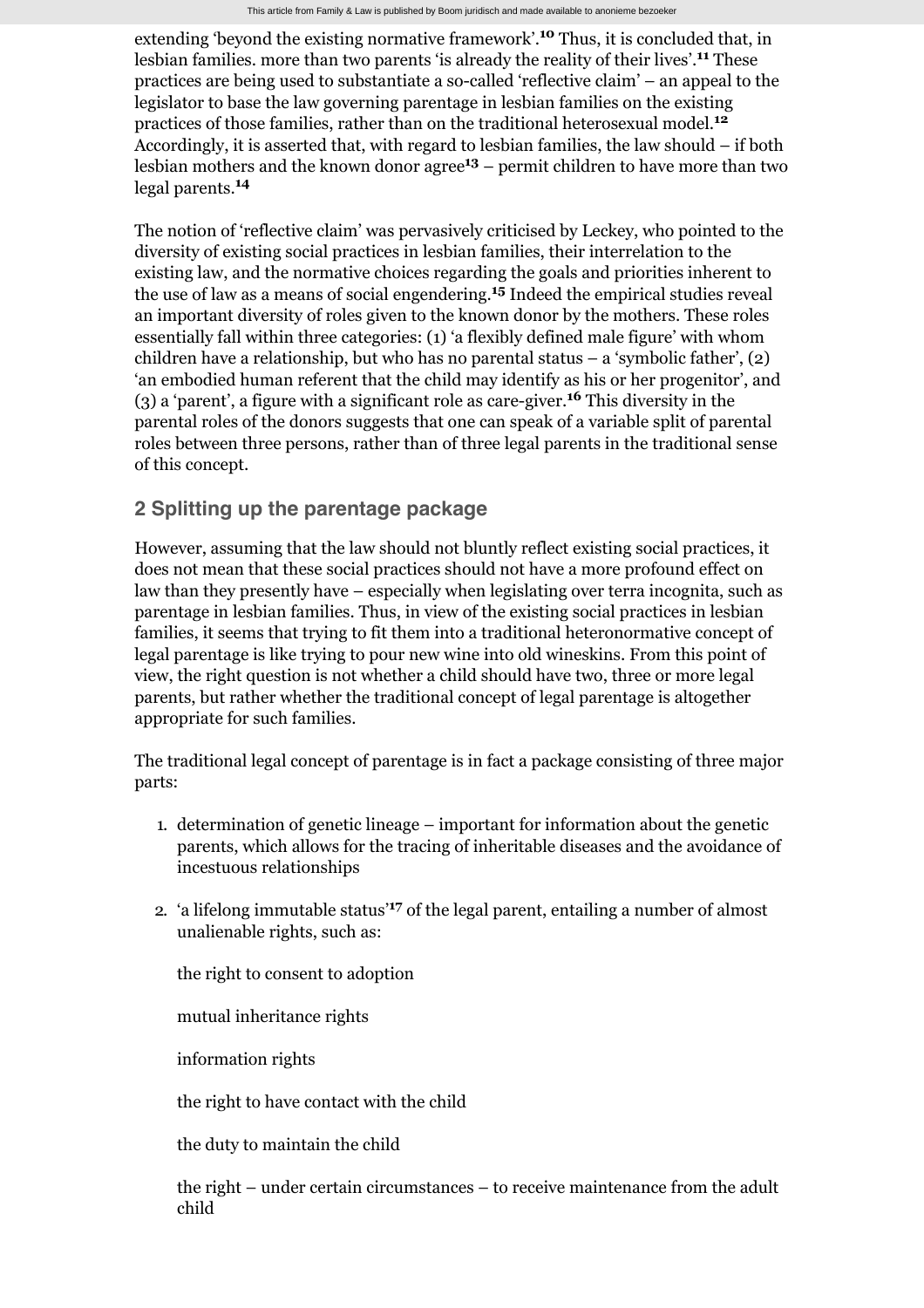extending 'beyond the existing normative framework'.[10] Thus, it is concluded that, in lesbian families. more than two parents 'is already the reality of their lives'.[11] These practices are being used to substantiate a so-called 'reflective claim' – an appeal to the legislator to base the law governing parentage in lesbian families on the existing practices of those families, rather than on the traditional heterosexual model.[12] Accordingly, it is asserted that, with regard to lesbian families, the law should – if both lesbian mothers and the known donor agree[13] – permit children to have more than two legal parents.[14]

The notion of 'reflective claim' was pervasively criticised by Leckey, who pointed to the diversity of existing social practices in lesbian families, their interrelation to the existing law, and the normative choices regarding the goals and priorities inherent to the use of law as a means of social engendering.[15] Indeed the empirical studies reveal an important diversity of roles given to the known donor by the mothers. These roles essentially fall within three categories: (1) 'a flexibly defined male figure' with whom children have a relationship, but who has no parental status – a 'symbolic father', (2) 'an embodied human referent that the child may identify as his or her progenitor', and (3) a 'parent', a figure with a significant role as care-giver.[16] This diversity in the parental roles of the donors suggests that one can speak of a variable split of parental roles between three persons, rather than of three legal parents in the traditional sense of this concept.

## 2 Splitting up the parentage package

However, assuming that the law should not bluntly reflect existing social practices, it does not mean that these social practices should not have a more profound effect on law than they presently have – especially when legislating over terra incognita, such as parentage in lesbian families. Thus, in view of the existing social practices in lesbian families, it seems that trying to fit them into a traditional heteronormative concept of legal parentage is like trying to pour new wine into old wineskins. From this point of view, the right question is not whether a child should have two, three or more legal parents, but rather whether the traditional concept of legal parentage is altogether appropriate for such families.

The traditional legal concept of parentage is in fact a package consisting of three major parts:

1. determination of genetic lineage – important for information about the genetic parents, which allows for the tracing of inheritable diseases and the avoidance of incestuous relationships
2. 'a lifelong immutable status'[17] of the legal parent, entailing a number of almost unalienable rights, such as:

   the right to consent to adoption

   mutual inheritance rights

   information rights

   the right to have contact with the child

   the duty to maintain the child

   the right – under certain circumstances – to receive maintenance from the adult child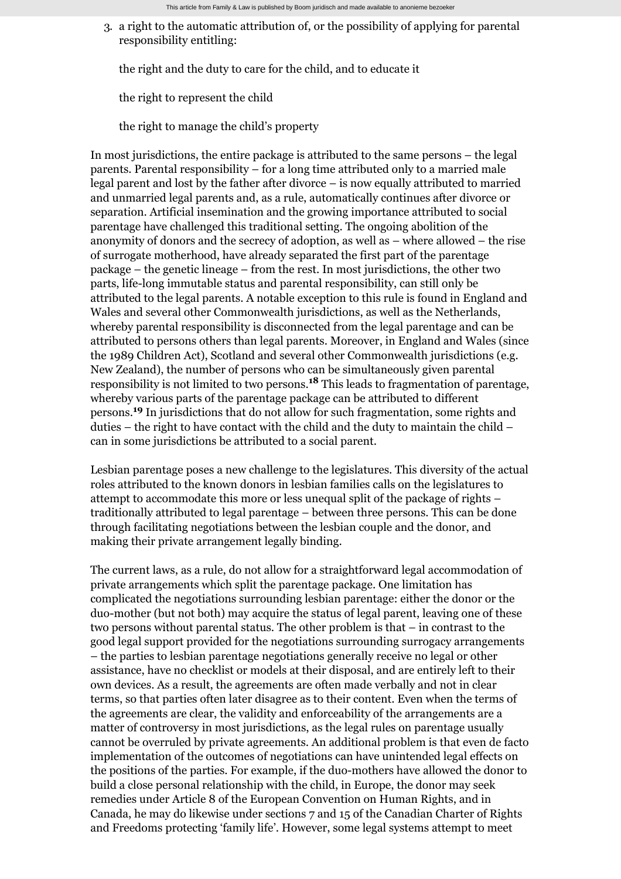3. a right to the automatic attribution of, or the possibility of applying for parental responsibility entitling:

   the right and the duty to care for the child, and to educate it

   the right to represent the child

   the right to manage the child's property

In most jurisdictions, the entire package is attributed to the same persons – the legal parents. Parental responsibility – for a long time attributed only to a married male legal parent and lost by the father after divorce – is now equally attributed to married and unmarried legal parents and, as a rule, automatically continues after divorce or separation. Artificial insemination and the growing importance attributed to social parentage have challenged this traditional setting. The ongoing abolition of the anonymity of donors and the secrecy of adoption, as well as – where allowed – the rise of surrogate motherhood, have already separated the first part of the parentage package – the genetic lineage – from the rest. In most jurisdictions, the other two parts, life-long immutable status and parental responsibility, can still only be attributed to the legal parents. A notable exception to this rule is found in England and Wales and several other Commonwealth jurisdictions, as well as the Netherlands, whereby parental responsibility is disconnected from the legal parentage and can be attributed to persons others than legal parents. Moreover, in England and Wales (since the 1989 Children Act), Scotland and several other Commonwealth jurisdictions (e.g. New Zealand), the number of persons who can be simultaneously given parental responsibility is not limited to two persons.[18] This leads to fragmentation of parentage, whereby various parts of the parentage package can be attributed to different persons.[19] In jurisdictions that do not allow for such fragmentation, some rights and duties – the right to have contact with the child and the duty to maintain the child – can in some jurisdictions be attributed to a social parent.

Lesbian parentage poses a new challenge to the legislatures. This diversity of the actual roles attributed to the known donors in lesbian families calls on the legislatures to attempt to accommodate this more or less unequal split of the package of rights – traditionally attributed to legal parentage – between three persons. This can be done through facilitating negotiations between the lesbian couple and the donor, and making their private arrangement legally binding.

The current laws, as a rule, do not allow for a straightforward legal accommodation of private arrangements which split the parentage package. One limitation has complicated the negotiations surrounding lesbian parentage: either the donor or the duo-mother (but not both) may acquire the status of legal parent, leaving one of these two persons without parental status. The other problem is that – in contrast to the good legal support provided for the negotiations surrounding surrogacy arrangements – the parties to lesbian parentage negotiations generally receive no legal or other assistance, have no checklist or models at their disposal, and are entirely left to their own devices. As a result, the agreements are often made verbally and not in clear terms, so that parties often later disagree as to their content. Even when the terms of the agreements are clear, the validity and enforceability of the arrangements are a matter of controversy in most jurisdictions, as the legal rules on parentage usually cannot be overruled by private agreements. An additional problem is that even de facto implementation of the outcomes of negotiations can have unintended legal effects on the positions of the parties. For example, if the duo-mothers have allowed the donor to build a close personal relationship with the child, in Europe, the donor may seek remedies under Article 8 of the European Convention on Human Rights, and in Canada, he may do likewise under sections 7 and 15 of the Canadian Charter of Rights and Freedoms protecting 'family life'. However, some legal systems attempt to meet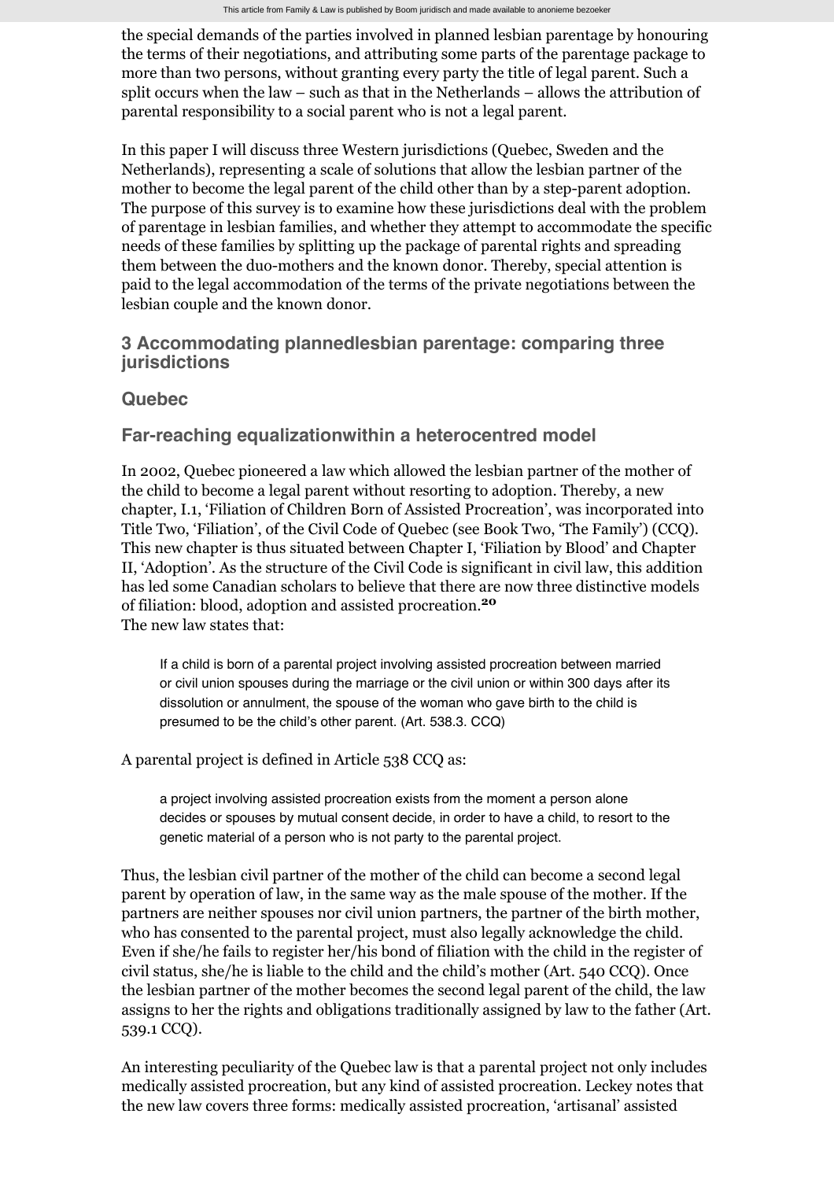the special demands of the parties involved in planned lesbian parentage by honouring the terms of their negotiations, and attributing some parts of the parentage package to more than two persons, without granting every party the title of legal parent. Such a split occurs when the law – such as that in the Netherlands – allows the attribution of parental responsibility to a social parent who is not a legal parent.

In this paper I will discuss three Western jurisdictions (Quebec, Sweden and the Netherlands), representing a scale of solutions that allow the lesbian partner of the mother to become the legal parent of the child other than by a step-parent adoption. The purpose of this survey is to examine how these jurisdictions deal with the problem of parentage in lesbian families, and whether they attempt to accommodate the specific needs of these families by splitting up the package of parental rights and spreading them between the duo-mothers and the known donor. Thereby, special attention is paid to the legal accommodation of the terms of the private negotiations between the lesbian couple and the known donor.

## 3 Accommodating plannedlesbian parentage: comparing three jurisdictions

### Quebec

### Far-reaching equalizationwithin a heterocentred model

In 2002, Quebec pioneered a law which allowed the lesbian partner of the mother of the child to become a legal parent without resorting to adoption. Thereby, a new chapter, I.1, 'Filiation of Children Born of Assisted Procreation', was incorporated into Title Two, 'Filiation', of the Civil Code of Quebec (see Book Two, 'The Family') (CCQ). This new chapter is thus situated between Chapter I, 'Filiation by Blood' and Chapter II, 'Adoption'. As the structure of the Civil Code is significant in civil law, this addition has led some Canadian scholars to believe that there are now three distinctive models of filiation: blood, adoption and assisted procreation.[20]
The new law states that:

> If a child is born of a parental project involving assisted procreation between married or civil union spouses during the marriage or the civil union or within 300 days after its dissolution or annulment, the spouse of the woman who gave birth to the child is presumed to be the child's other parent. (Art. 538.3. CCQ)

A parental project is defined in Article 538 CCQ as:

> a project involving assisted procreation exists from the moment a person alone decides or spouses by mutual consent decide, in order to have a child, to resort to the genetic material of a person who is not party to the parental project.

Thus, the lesbian civil partner of the mother of the child can become a second legal parent by operation of law, in the same way as the male spouse of the mother. If the partners are neither spouses nor civil union partners, the partner of the birth mother, who has consented to the parental project, must also legally acknowledge the child. Even if she/he fails to register her/his bond of filiation with the child in the register of civil status, she/he is liable to the child and the child's mother (Art. 540 CCQ). Once the lesbian partner of the mother becomes the second legal parent of the child, the law assigns to her the rights and obligations traditionally assigned by law to the father (Art. 539.1 CCQ).

An interesting peculiarity of the Quebec law is that a parental project not only includes medically assisted procreation, but any kind of assisted procreation. Leckey notes that the new law covers three forms: medically assisted procreation, 'artisanal' assisted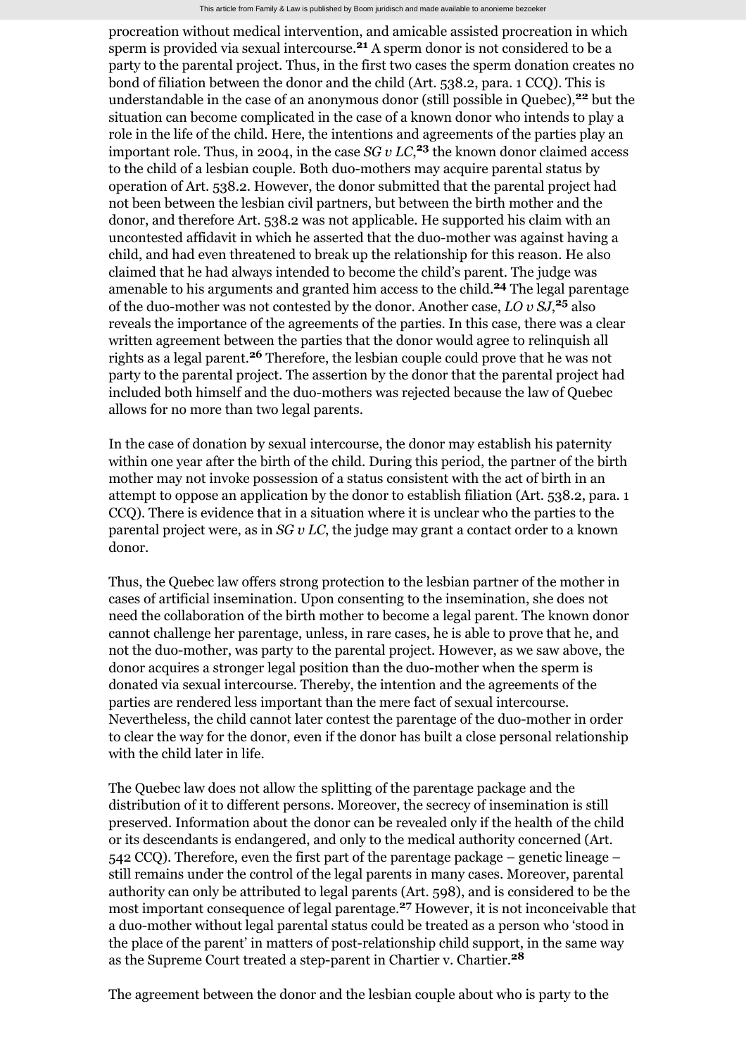procreation without medical intervention, and amicable assisted procreation in which sperm is provided via sexual intercourse.[21] A sperm donor is not considered to be a party to the parental project. Thus, in the first two cases the sperm donation creates no bond of filiation between the donor and the child (Art. 538.2, para. 1 CCQ). This is understandable in the case of an anonymous donor (still possible in Quebec),[22] but the situation can become complicated in the case of a known donor who intends to play a role in the life of the child. Here, the intentions and agreements of the parties play an important role. Thus, in 2004, in the case *SG v LC*,[23] the known donor claimed access to the child of a lesbian couple. Both duo-mothers may acquire parental status by operation of Art. 538.2. However, the donor submitted that the parental project had not been between the lesbian civil partners, but between the birth mother and the donor, and therefore Art. 538.2 was not applicable. He supported his claim with an uncontested affidavit in which he asserted that the duo-mother was against having a child, and had even threatened to break up the relationship for this reason. He also claimed that he had always intended to become the child's parent. The judge was amenable to his arguments and granted him access to the child.[24] The legal parentage of the duo-mother was not contested by the donor. Another case, *LO v SJ*,[25] also reveals the importance of the agreements of the parties. In this case, there was a clear written agreement between the parties that the donor would agree to relinquish all rights as a legal parent.[26] Therefore, the lesbian couple could prove that he was not party to the parental project. The assertion by the donor that the parental project had included both himself and the duo-mothers was rejected because the law of Quebec allows for no more than two legal parents.

In the case of donation by sexual intercourse, the donor may establish his paternity within one year after the birth of the child. During this period, the partner of the birth mother may not invoke possession of a status consistent with the act of birth in an attempt to oppose an application by the donor to establish filiation (Art. 538.2, para. 1 CCQ). There is evidence that in a situation where it is unclear who the parties to the parental project were, as in *SG v LC*, the judge may grant a contact order to a known donor.

Thus, the Quebec law offers strong protection to the lesbian partner of the mother in cases of artificial insemination. Upon consenting to the insemination, she does not need the collaboration of the birth mother to become a legal parent. The known donor cannot challenge her parentage, unless, in rare cases, he is able to prove that he, and not the duo-mother, was party to the parental project. However, as we saw above, the donor acquires a stronger legal position than the duo-mother when the sperm is donated via sexual intercourse. Thereby, the intention and the agreements of the parties are rendered less important than the mere fact of sexual intercourse. Nevertheless, the child cannot later contest the parentage of the duo-mother in order to clear the way for the donor, even if the donor has built a close personal relationship with the child later in life.

The Quebec law does not allow the splitting of the parentage package and the distribution of it to different persons. Moreover, the secrecy of insemination is still preserved. Information about the donor can be revealed only if the health of the child or its descendants is endangered, and only to the medical authority concerned (Art. 542 CCQ). Therefore, even the first part of the parentage package – genetic lineage – still remains under the control of the legal parents in many cases. Moreover, parental authority can only be attributed to legal parents (Art. 598), and is considered to be the most important consequence of legal parentage.[27] However, it is not inconceivable that a duo-mother without legal parental status could be treated as a person who 'stood in the place of the parent' in matters of post-relationship child support, in the same way as the Supreme Court treated a step-parent in Chartier v. Chartier.[28]

The agreement between the donor and the lesbian couple about who is party to the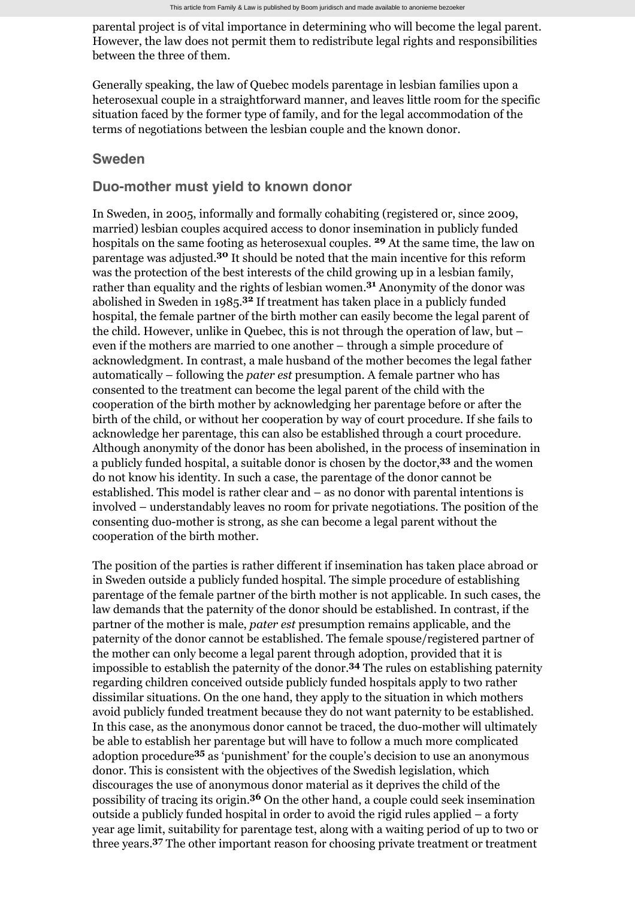parental project is of vital importance in determining who will become the legal parent. However, the law does not permit them to redistribute legal rights and responsibilities between the three of them.

Generally speaking, the law of Quebec models parentage in lesbian families upon a heterosexual couple in a straightforward manner, and leaves little room for the specific situation faced by the former type of family, and for the legal accommodation of the terms of negotiations between the lesbian couple and the known donor.

## Sweden

### Duo-mother must yield to known donor

In Sweden, in 2005, informally and formally cohabiting (registered or, since 2009, married) lesbian couples acquired access to donor insemination in publicly funded hospitals on the same footing as heterosexual couples. [29] At the same time, the law on parentage was adjusted.[30] It should be noted that the main incentive for this reform was the protection of the best interests of the child growing up in a lesbian family, rather than equality and the rights of lesbian women.[31] Anonymity of the donor was abolished in Sweden in 1985.[32] If treatment has taken place in a publicly funded hospital, the female partner of the birth mother can easily become the legal parent of the child. However, unlike in Quebec, this is not through the operation of law, but – even if the mothers are married to one another – through a simple procedure of acknowledgment. In contrast, a male husband of the mother becomes the legal father automatically – following the *pater est* presumption. A female partner who has consented to the treatment can become the legal parent of the child with the cooperation of the birth mother by acknowledging her parentage before or after the birth of the child, or without her cooperation by way of court procedure. If she fails to acknowledge her parentage, this can also be established through a court procedure. Although anonymity of the donor has been abolished, in the process of insemination in a publicly funded hospital, a suitable donor is chosen by the doctor,[33] and the women do not know his identity. In such a case, the parentage of the donor cannot be established. This model is rather clear and – as no donor with parental intentions is involved – understandably leaves no room for private negotiations. The position of the consenting duo-mother is strong, as she can become a legal parent without the cooperation of the birth mother.

The position of the parties is rather different if insemination has taken place abroad or in Sweden outside a publicly funded hospital. The simple procedure of establishing parentage of the female partner of the birth mother is not applicable. In such cases, the law demands that the paternity of the donor should be established. In contrast, if the partner of the mother is male, *pater est* presumption remains applicable, and the paternity of the donor cannot be established. The female spouse/registered partner of the mother can only become a legal parent through adoption, provided that it is impossible to establish the paternity of the donor.[34] The rules on establishing paternity regarding children conceived outside publicly funded hospitals apply to two rather dissimilar situations. On the one hand, they apply to the situation in which mothers avoid publicly funded treatment because they do not want paternity to be established. In this case, as the anonymous donor cannot be traced, the duo-mother will ultimately be able to establish her parentage but will have to follow a much more complicated adoption procedure[35] as 'punishment' for the couple's decision to use an anonymous donor. This is consistent with the objectives of the Swedish legislation, which discourages the use of anonymous donor material as it deprives the child of the possibility of tracing its origin.[36] On the other hand, a couple could seek insemination outside a publicly funded hospital in order to avoid the rigid rules applied – a forty year age limit, suitability for parentage test, along with a waiting period of up to two or three years.[37] The other important reason for choosing private treatment or treatment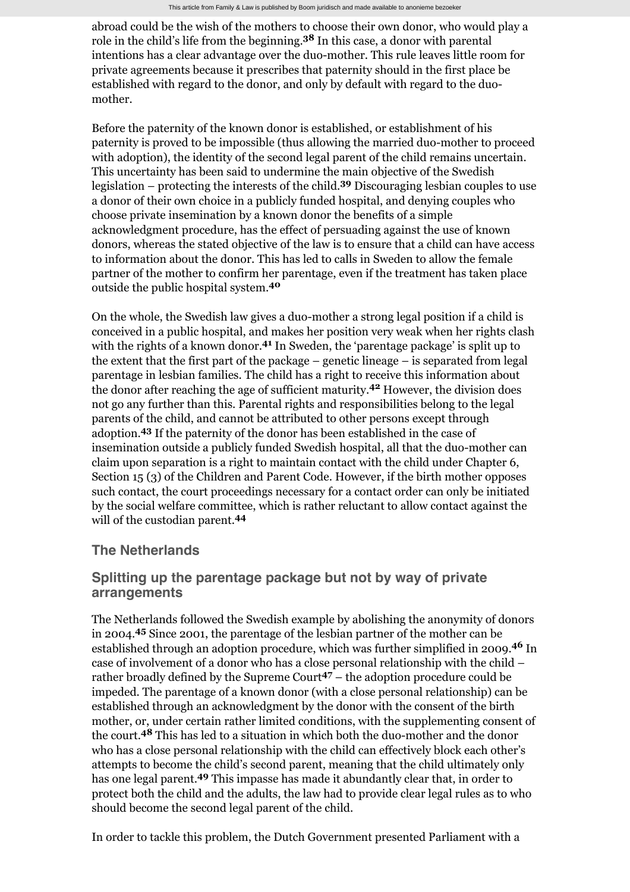abroad could be the wish of the mothers to choose their own donor, who would play a role in the child's life from the beginning.[38] In this case, a donor with parental intentions has a clear advantage over the duo-mother. This rule leaves little room for private agreements because it prescribes that paternity should in the first place be established with regard to the donor, and only by default with regard to the duo-mother.

Before the paternity of the known donor is established, or establishment of his paternity is proved to be impossible (thus allowing the married duo-mother to proceed with adoption), the identity of the second legal parent of the child remains uncertain. This uncertainty has been said to undermine the main objective of the Swedish legislation – protecting the interests of the child.[39] Discouraging lesbian couples to use a donor of their own choice in a publicly funded hospital, and denying couples who choose private insemination by a known donor the benefits of a simple acknowledgment procedure, has the effect of persuading against the use of known donors, whereas the stated objective of the law is to ensure that a child can have access to information about the donor. This has led to calls in Sweden to allow the female partner of the mother to confirm her parentage, even if the treatment has taken place outside the public hospital system.[40]

On the whole, the Swedish law gives a duo-mother a strong legal position if a child is conceived in a public hospital, and makes her position very weak when her rights clash with the rights of a known donor.[41] In Sweden, the 'parentage package' is split up to the extent that the first part of the package – genetic lineage – is separated from legal parentage in lesbian families. The child has a right to receive this information about the donor after reaching the age of sufficient maturity.[42] However, the division does not go any further than this. Parental rights and responsibilities belong to the legal parents of the child, and cannot be attributed to other persons except through adoption.[43] If the paternity of the donor has been established in the case of insemination outside a publicly funded Swedish hospital, all that the duo-mother can claim upon separation is a right to maintain contact with the child under Chapter 6, Section 15 (3) of the Children and Parent Code. However, if the birth mother opposes such contact, the court proceedings necessary for a contact order can only be initiated by the social welfare committee, which is rather reluctant to allow contact against the will of the custodian parent.[44]

## The Netherlands

## Splitting up the parentage package but not by way of private arrangements

The Netherlands followed the Swedish example by abolishing the anonymity of donors in 2004.[45] Since 2001, the parentage of the lesbian partner of the mother can be established through an adoption procedure, which was further simplified in 2009.[46] In case of involvement of a donor who has a close personal relationship with the child – rather broadly defined by the Supreme Court[47] – the adoption procedure could be impeded. The parentage of a known donor (with a close personal relationship) can be established through an acknowledgment by the donor with the consent of the birth mother, or, under certain rather limited conditions, with the supplementing consent of the court.[48] This has led to a situation in which both the duo-mother and the donor who has a close personal relationship with the child can effectively block each other's attempts to become the child's second parent, meaning that the child ultimately only has one legal parent.[49] This impasse has made it abundantly clear that, in order to protect both the child and the adults, the law had to provide clear legal rules as to who should become the second legal parent of the child.

In order to tackle this problem, the Dutch Government presented Parliament with a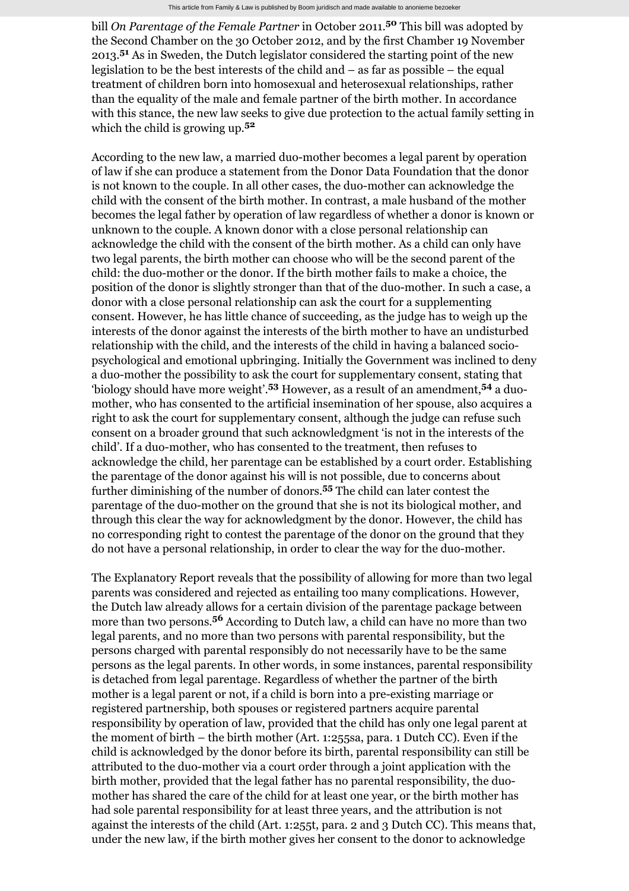bill *On Parentage of the Female Partner* in October 2011.[50] This bill was adopted by the Second Chamber on the 30 October 2012, and by the first Chamber 19 November 2013.[51] As in Sweden, the Dutch legislator considered the starting point of the new legislation to be the best interests of the child and – as far as possible – the equal treatment of children born into homosexual and heterosexual relationships, rather than the equality of the male and female partner of the birth mother. In accordance with this stance, the new law seeks to give due protection to the actual family setting in which the child is growing up.[52]

According to the new law, a married duo-mother becomes a legal parent by operation of law if she can produce a statement from the Donor Data Foundation that the donor is not known to the couple. In all other cases, the duo-mother can acknowledge the child with the consent of the birth mother. In contrast, a male husband of the mother becomes the legal father by operation of law regardless of whether a donor is known or unknown to the couple. A known donor with a close personal relationship can acknowledge the child with the consent of the birth mother. As a child can only have two legal parents, the birth mother can choose who will be the second parent of the child: the duo-mother or the donor. If the birth mother fails to make a choice, the position of the donor is slightly stronger than that of the duo-mother. In such a case, a donor with a close personal relationship can ask the court for a supplementing consent. However, he has little chance of succeeding, as the judge has to weigh up the interests of the donor against the interests of the birth mother to have an undisturbed relationship with the child, and the interests of the child in having a balanced socio-psychological and emotional upbringing. Initially the Government was inclined to deny a duo-mother the possibility to ask the court for supplementary consent, stating that 'biology should have more weight'.[53] However, as a result of an amendment,[54] a duo-mother, who has consented to the artificial insemination of her spouse, also acquires a right to ask the court for supplementary consent, although the judge can refuse such consent on a broader ground that such acknowledgment 'is not in the interests of the child'. If a duo-mother, who has consented to the treatment, then refuses to acknowledge the child, her parentage can be established by a court order. Establishing the parentage of the donor against his will is not possible, due to concerns about further diminishing of the number of donors.[55] The child can later contest the parentage of the duo-mother on the ground that she is not its biological mother, and through this clear the way for acknowledgment by the donor. However, the child has no corresponding right to contest the parentage of the donor on the ground that they do not have a personal relationship, in order to clear the way for the duo-mother.

The Explanatory Report reveals that the possibility of allowing for more than two legal parents was considered and rejected as entailing too many complications. However, the Dutch law already allows for a certain division of the parentage package between more than two persons.[56] According to Dutch law, a child can have no more than two legal parents, and no more than two persons with parental responsibility, but the persons charged with parental responsibly do not necessarily have to be the same persons as the legal parents. In other words, in some instances, parental responsibility is detached from legal parentage. Regardless of whether the partner of the birth mother is a legal parent or not, if a child is born into a pre-existing marriage or registered partnership, both spouses or registered partners acquire parental responsibility by operation of law, provided that the child has only one legal parent at the moment of birth – the birth mother (Art. 1:255sa, para. 1 Dutch CC). Even if the child is acknowledged by the donor before its birth, parental responsibility can still be attributed to the duo-mother via a court order through a joint application with the birth mother, provided that the legal father has no parental responsibility, the duo-mother has shared the care of the child for at least one year, or the birth mother has had sole parental responsibility for at least three years, and the attribution is not against the interests of the child (Art. 1:255t, para. 2 and 3 Dutch CC). This means that, under the new law, if the birth mother gives her consent to the donor to acknowledge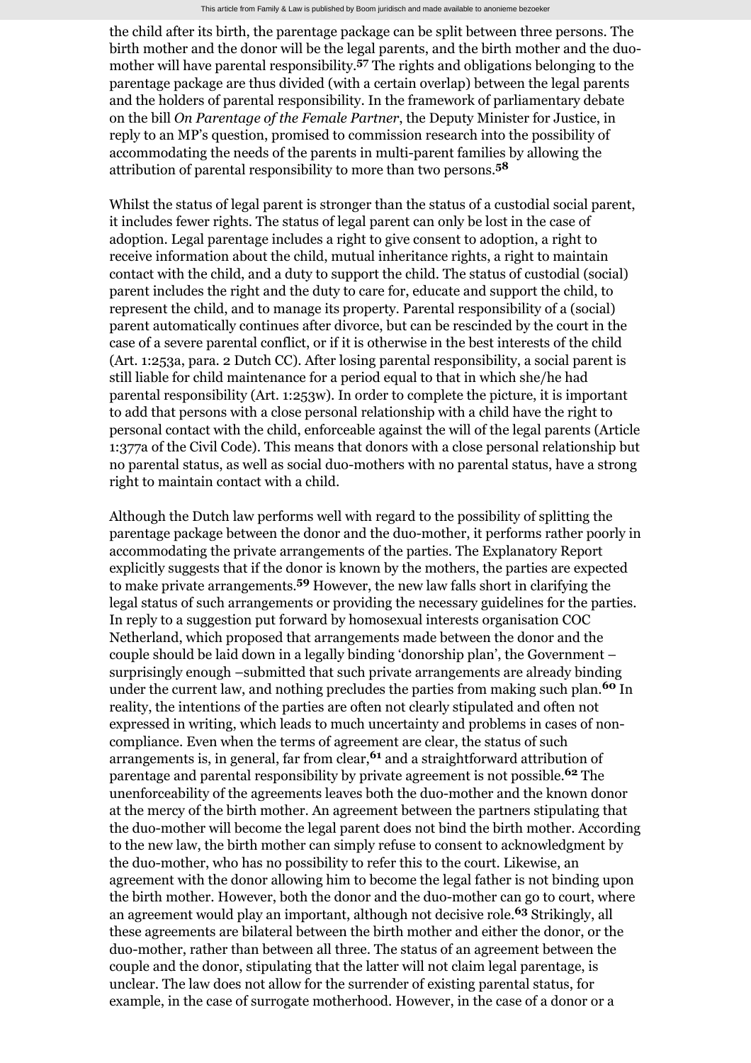the child after its birth, the parentage package can be split between three persons. The birth mother and the donor will be the legal parents, and the birth mother and the duo-mother will have parental responsibility.[57] The rights and obligations belonging to the parentage package are thus divided (with a certain overlap) between the legal parents and the holders of parental responsibility. In the framework of parliamentary debate on the bill *On Parentage of the Female Partner*, the Deputy Minister for Justice, in reply to an MP's question, promised to commission research into the possibility of accommodating the needs of the parents in multi-parent families by allowing the attribution of parental responsibility to more than two persons.[58]

Whilst the status of legal parent is stronger than the status of a custodial social parent, it includes fewer rights. The status of legal parent can only be lost in the case of adoption. Legal parentage includes a right to give consent to adoption, a right to receive information about the child, mutual inheritance rights, a right to maintain contact with the child, and a duty to support the child. The status of custodial (social) parent includes the right and the duty to care for, educate and support the child, to represent the child, and to manage its property. Parental responsibility of a (social) parent automatically continues after divorce, but can be rescinded by the court in the case of a severe parental conflict, or if it is otherwise in the best interests of the child (Art. 1:253a, para. 2 Dutch CC). After losing parental responsibility, a social parent is still liable for child maintenance for a period equal to that in which she/he had parental responsibility (Art. 1:253w). In order to complete the picture, it is important to add that persons with a close personal relationship with a child have the right to personal contact with the child, enforceable against the will of the legal parents (Article 1:377a of the Civil Code). This means that donors with a close personal relationship but no parental status, as well as social duo-mothers with no parental status, have a strong right to maintain contact with a child.

Although the Dutch law performs well with regard to the possibility of splitting the parentage package between the donor and the duo-mother, it performs rather poorly in accommodating the private arrangements of the parties. The Explanatory Report explicitly suggests that if the donor is known by the mothers, the parties are expected to make private arrangements.[59] However, the new law falls short in clarifying the legal status of such arrangements or providing the necessary guidelines for the parties. In reply to a suggestion put forward by homosexual interests organisation COC Netherland, which proposed that arrangements made between the donor and the couple should be laid down in a legally binding 'donorship plan', the Government – surprisingly enough –submitted that such private arrangements are already binding under the current law, and nothing precludes the parties from making such plan.[60] In reality, the intentions of the parties are often not clearly stipulated and often not expressed in writing, which leads to much uncertainty and problems in cases of non-compliance. Even when the terms of agreement are clear, the status of such arrangements is, in general, far from clear,[61] and a straightforward attribution of parentage and parental responsibility by private agreement is not possible.[62] The unenforceability of the agreements leaves both the duo-mother and the known donor at the mercy of the birth mother. An agreement between the partners stipulating that the duo-mother will become the legal parent does not bind the birth mother. According to the new law, the birth mother can simply refuse to consent to acknowledgment by the duo-mother, who has no possibility to refer this to the court. Likewise, an agreement with the donor allowing him to become the legal father is not binding upon the birth mother. However, both the donor and the duo-mother can go to court, where an agreement would play an important, although not decisive role.[63] Strikingly, all these agreements are bilateral between the birth mother and either the donor, or the duo-mother, rather than between all three. The status of an agreement between the couple and the donor, stipulating that the latter will not claim legal parentage, is unclear. The law does not allow for the surrender of existing parental status, for example, in the case of surrogate motherhood. However, in the case of a donor or a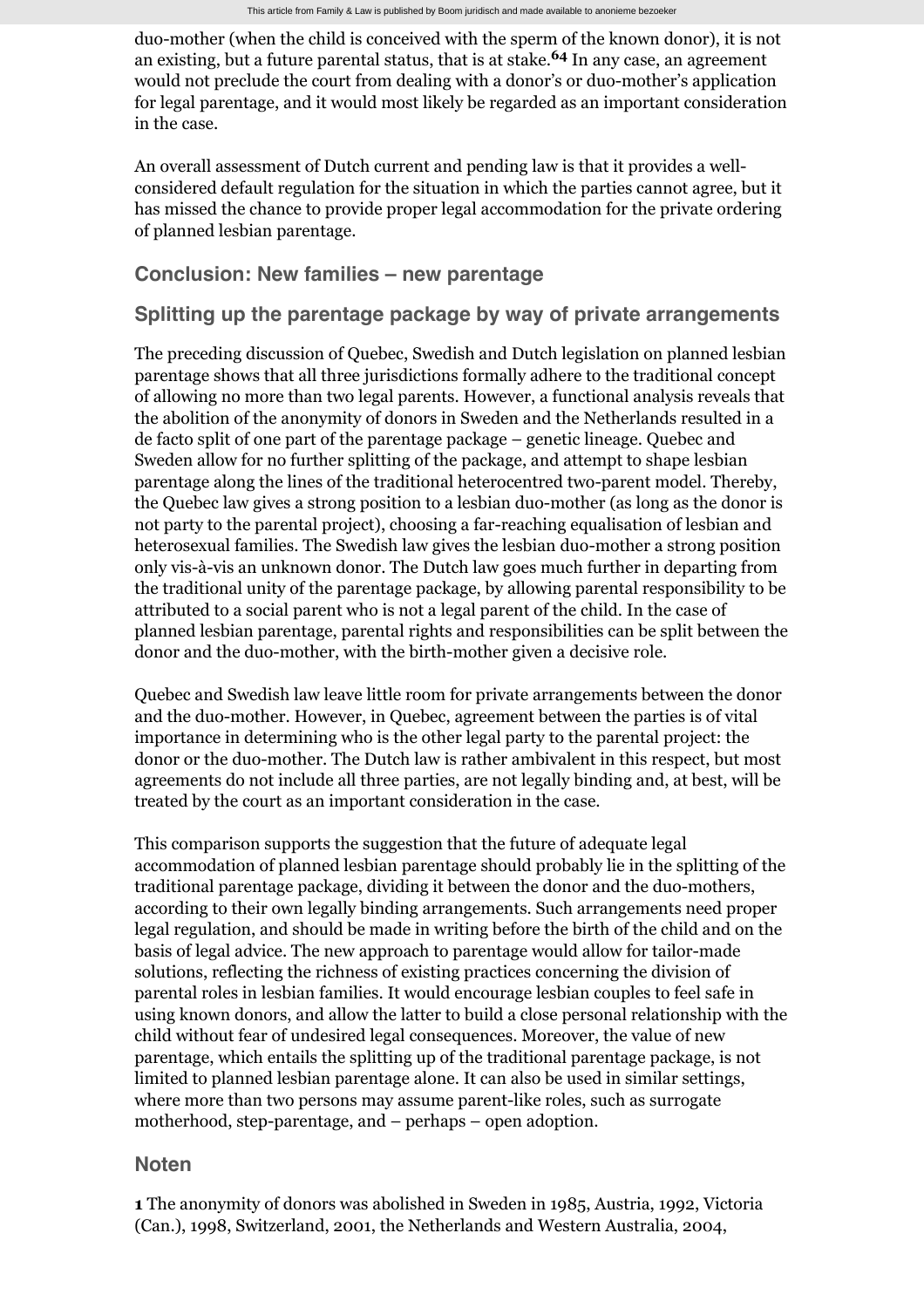duo-mother (when the child is conceived with the sperm of the known donor), it is not an existing, but a future parental status, that is at stake.[64] In any case, an agreement would not preclude the court from dealing with a donor's or duo-mother's application for legal parentage, and it would most likely be regarded as an important consideration in the case.

An overall assessment of Dutch current and pending law is that it provides a well-considered default regulation for the situation in which the parties cannot agree, but it has missed the chance to provide proper legal accommodation for the private ordering of planned lesbian parentage.

## Conclusion: New families – new parentage

## Splitting up the parentage package by way of private arrangements

The preceding discussion of Quebec, Swedish and Dutch legislation on planned lesbian parentage shows that all three jurisdictions formally adhere to the traditional concept of allowing no more than two legal parents. However, a functional analysis reveals that the abolition of the anonymity of donors in Sweden and the Netherlands resulted in a de facto split of one part of the parentage package – genetic lineage. Quebec and Sweden allow for no further splitting of the package, and attempt to shape lesbian parentage along the lines of the traditional heterocentred two-parent model. Thereby, the Quebec law gives a strong position to a lesbian duo-mother (as long as the donor is not party to the parental project), choosing a far-reaching equalisation of lesbian and heterosexual families. The Swedish law gives the lesbian duo-mother a strong position only vis-à-vis an unknown donor. The Dutch law goes much further in departing from the traditional unity of the parentage package, by allowing parental responsibility to be attributed to a social parent who is not a legal parent of the child. In the case of planned lesbian parentage, parental rights and responsibilities can be split between the donor and the duo-mother, with the birth-mother given a decisive role.

Quebec and Swedish law leave little room for private arrangements between the donor and the duo-mother. However, in Quebec, agreement between the parties is of vital importance in determining who is the other legal party to the parental project: the donor or the duo-mother. The Dutch law is rather ambivalent in this respect, but most agreements do not include all three parties, are not legally binding and, at best, will be treated by the court as an important consideration in the case.

This comparison supports the suggestion that the future of adequate legal accommodation of planned lesbian parentage should probably lie in the splitting of the traditional parentage package, dividing it between the donor and the duo-mothers, according to their own legally binding arrangements. Such arrangements need proper legal regulation, and should be made in writing before the birth of the child and on the basis of legal advice. The new approach to parentage would allow for tailor-made solutions, reflecting the richness of existing practices concerning the division of parental roles in lesbian families. It would encourage lesbian couples to feel safe in using known donors, and allow the latter to build a close personal relationship with the child without fear of undesired legal consequences. Moreover, the value of new parentage, which entails the splitting up of the traditional parentage package, is not limited to planned lesbian parentage alone. It can also be used in similar settings, where more than two persons may assume parent-like roles, such as surrogate motherhood, step-parentage, and – perhaps – open adoption.

## Noten

**1** The anonymity of donors was abolished in Sweden in 1985, Austria, 1992, Victoria (Can.), 1998, Switzerland, 2001, the Netherlands and Western Australia, 2004,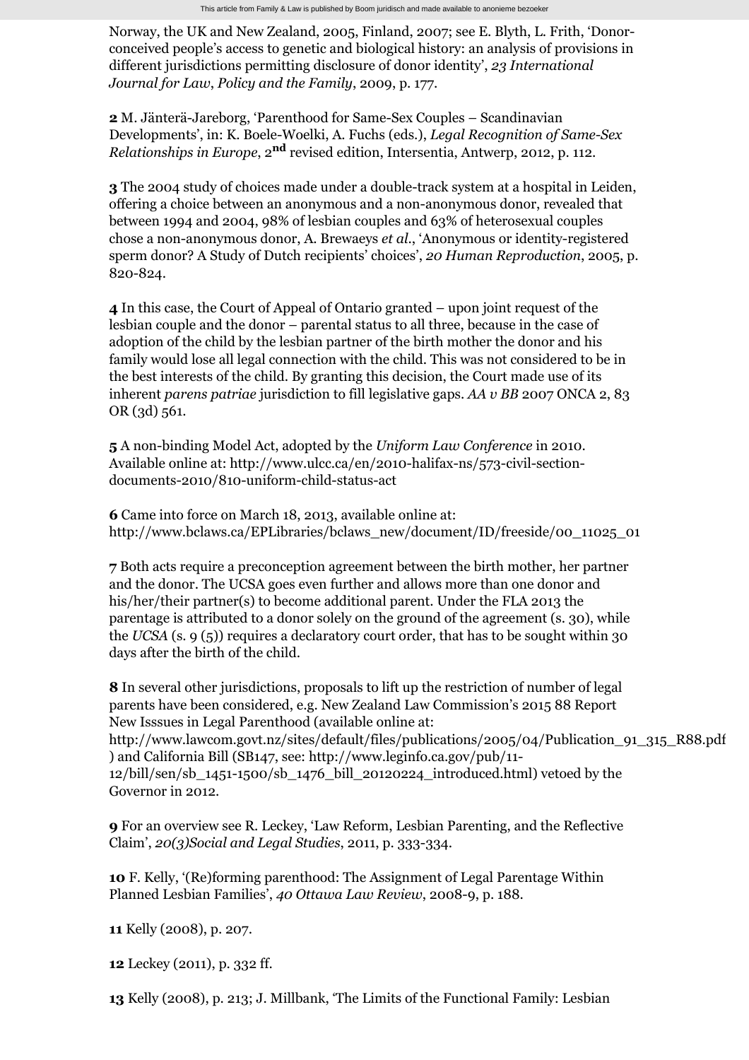Norway, the UK and New Zealand, 2005, Finland, 2007; see E. Blyth, L. Frith, 'Donor-conceived people's access to genetic and biological history: an analysis of provisions in different jurisdictions permitting disclosure of donor identity', *23 International Journal for Law, Policy and the Family*, 2009, p. 177.

**2** M. Jänterä-Jareborg, 'Parenthood for Same-Sex Couples – Scandinavian Developments', in: K. Boele-Woelki, A. Fuchs (eds.), *Legal Recognition of Same-Sex Relationships in Europe*, 2[nd] revised edition, Intersentia, Antwerp, 2012, p. 112.

**3** The 2004 study of choices made under a double-track system at a hospital in Leiden, offering a choice between an anonymous and a non-anonymous donor, revealed that between 1994 and 2004, 98% of lesbian couples and 63% of heterosexual couples chose a non-anonymous donor, A. Brewaeys *et al.*, 'Anonymous or identity-registered sperm donor? A Study of Dutch recipients' choices', *20 Human Reproduction*, 2005, p. 820-824.

**4** In this case, the Court of Appeal of Ontario granted – upon joint request of the lesbian couple and the donor – parental status to all three, because in the case of adoption of the child by the lesbian partner of the birth mother the donor and his family would lose all legal connection with the child. This was not considered to be in the best interests of the child. By granting this decision, the Court made use of its inherent *parens patriae* jurisdiction to fill legislative gaps. *AA v BB* 2007 ONCA 2, 83 OR (3d) 561.

**5** A non-binding Model Act, adopted by the *Uniform Law Conference* in 2010. Available online at: http://www.ulcc.ca/en/2010-halifax-ns/573-civil-section-documents-2010/810-uniform-child-status-act

**6** Came into force on March 18, 2013, available online at: http://www.bclaws.ca/EPLibraries/bclaws_new/document/ID/freeside/00_11025_01

**7** Both acts require a preconception agreement between the birth mother, her partner and the donor. The UCSA goes even further and allows more than one donor and his/her/their partner(s) to become additional parent. Under the FLA 2013 the parentage is attributed to a donor solely on the ground of the agreement (s. 30), while the *UCSA* (s. 9 (5)) requires a declaratory court order, that has to be sought within 30 days after the birth of the child.

**8** In several other jurisdictions, proposals to lift up the restriction of number of legal parents have been considered, e.g. New Zealand Law Commission's 2015 88 Report New Isssues in Legal Parenthood (available online at: http://www.lawcom.govt.nz/sites/default/files/publications/2005/04/Publication_91_315_R88.pdf ) and California Bill (SB147, see: http://www.leginfo.ca.gov/pub/11-12/bill/sen/sb_1451-1500/sb_1476_bill_20120224_introduced.html) vetoed by the Governor in 2012.

**9** For an overview see R. Leckey, 'Law Reform, Lesbian Parenting, and the Reflective Claim', *20(3)Social and Legal Studies*, 2011, p. 333-334.

**10** F. Kelly, '(Re)forming parenthood: The Assignment of Legal Parentage Within Planned Lesbian Families', *40 Ottawa Law Review*, 2008-9, p. 188.

**11** Kelly (2008), p. 207.

**12** Leckey (2011), p. 332 ff.

**13** Kelly (2008), p. 213; J. Millbank, 'The Limits of the Functional Family: Lesbian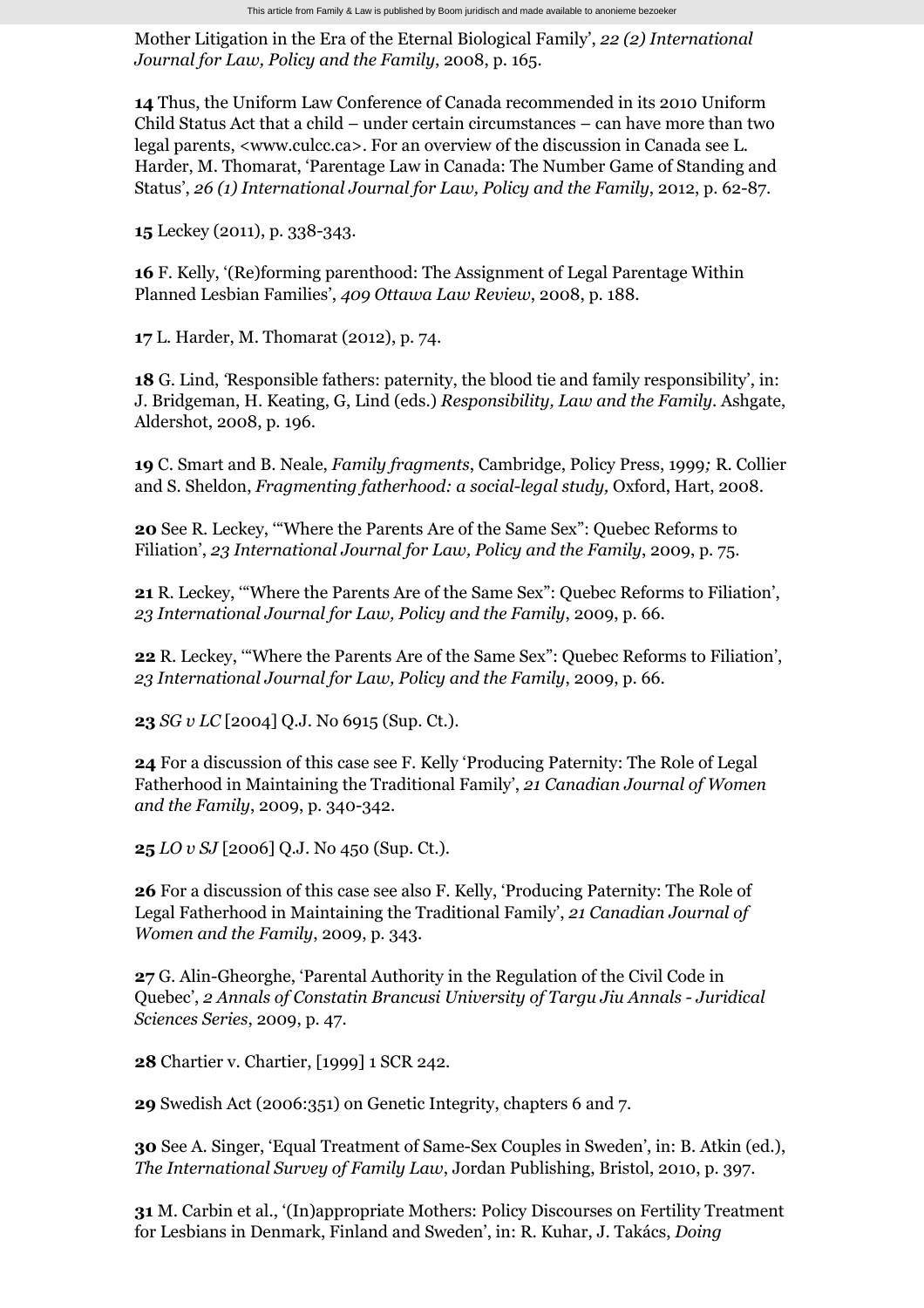Mother Litigation in the Era of the Eternal Biological Family', *22 (2) International Journal for Law, Policy and the Family*, 2008, p. 165.

**14** Thus, the Uniform Law Conference of Canada recommended in its 2010 Uniform Child Status Act that a child – under certain circumstances – can have more than two legal parents, <www.culcc.ca>. For an overview of the discussion in Canada see L. Harder, M. Thomarat, 'Parentage Law in Canada: The Number Game of Standing and Status', *26 (1) International Journal for Law, Policy and the Family*, 2012, p. 62-87.

**15** Leckey (2011), p. 338-343.

**16** F. Kelly, '(Re)forming parenthood: The Assignment of Legal Parentage Within Planned Lesbian Families', *409 Ottawa Law Review*, 2008, p. 188.

**17** L. Harder, M. Thomarat (2012), p. 74.

**18** G. Lind, 'Responsible fathers: paternity, the blood tie and family responsibility', in: J. Bridgeman, H. Keating, G, Lind (eds.) *Responsibility, Law and the Family*. Ashgate, Aldershot, 2008, p. 196.

**19** C. Smart and B. Neale, *Family fragments*, Cambridge, Policy Press, 1999*;* R. Collier and S. Sheldon, *Fragmenting fatherhood: a social-legal study,* Oxford, Hart, 2008.

**20** See R. Leckey, '"Where the Parents Are of the Same Sex": Quebec Reforms to Filiation', *23 International Journal for Law, Policy and the Family*, 2009, p. 75.

**21** R. Leckey, '"Where the Parents Are of the Same Sex": Quebec Reforms to Filiation', *23 International Journal for Law, Policy and the Family*, 2009, p. 66.

**22** R. Leckey, '"Where the Parents Are of the Same Sex": Quebec Reforms to Filiation', *23 International Journal for Law, Policy and the Family*, 2009, p. 66.

**23** *SG v LC* [2004] Q.J. No 6915 (Sup. Ct.).

**24** For a discussion of this case see F. Kelly 'Producing Paternity: The Role of Legal Fatherhood in Maintaining the Traditional Family', *21 Canadian Journal of Women and the Family*, 2009, p. 340-342.

**25** *LO v SJ* [2006] Q.J. No 450 (Sup. Ct.).

**26** For a discussion of this case see also F. Kelly, 'Producing Paternity: The Role of Legal Fatherhood in Maintaining the Traditional Family', *21 Canadian Journal of Women and the Family*, 2009, p. 343.

**27** G. Alin-Gheorghe, 'Parental Authority in the Regulation of the Civil Code in Quebec', *2 Annals of Constatin Brancusi University of Targu Jiu Annals - Juridical Sciences Series*, 2009, p. 47.

**28** Chartier v. Chartier, [1999] 1 SCR 242.

**29** Swedish Act (2006:351) on Genetic Integrity, chapters 6 and 7.

**30** See A. Singer, 'Equal Treatment of Same-Sex Couples in Sweden', in: B. Atkin (ed.), *The International Survey of Family Law*, Jordan Publishing, Bristol, 2010, p. 397.

**31** M. Carbin et al., '(In)appropriate Mothers: Policy Discourses on Fertility Treatment for Lesbians in Denmark, Finland and Sweden', in: R. Kuhar, J. Takács, *Doing*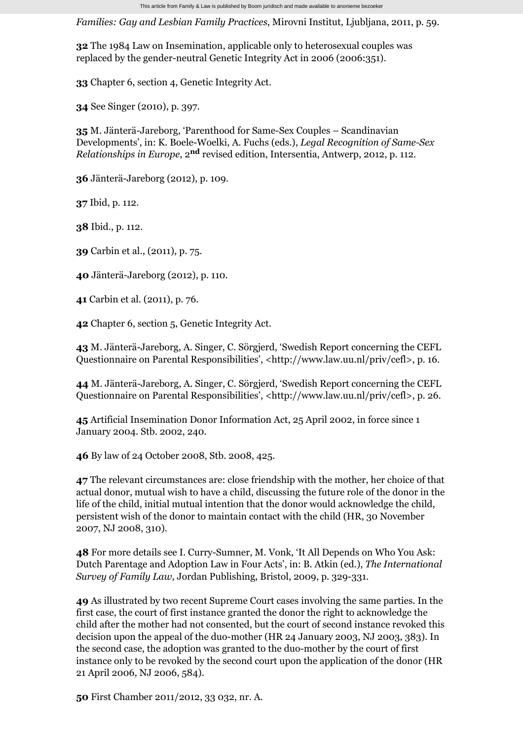*Families: Gay and Lesbian Family Practices*, Mirovni Institut, Ljubljana, 2011, p. 59.

**32** The 1984 Law on Insemination, applicable only to heterosexual couples was replaced by the gender-neutral Genetic Integrity Act in 2006 (2006:351).

**33** Chapter 6, section 4, Genetic Integrity Act.

**34** See Singer (2010), p. 397.

**35** M. Jänterä-Jareborg, 'Parenthood for Same-Sex Couples – Scandinavian Developments', in: K. Boele-Woelki, A. Fuchs (eds.), *Legal Recognition of Same-Sex Relationships in Europe*, 2nd revised edition, Intersentia, Antwerp, 2012, p. 112.

**36** Jänterä-Jareborg (2012), p. 109.

**37** Ibid, p. 112.

**38** Ibid., p. 112.

**39** Carbin et al., (2011), p. 75.

**40** Jänterä-Jareborg (2012), p. 110.

**41** Carbin et al. (2011), p. 76.

**42** Chapter 6, section 5, Genetic Integrity Act.

**43** M. Jänterä-Jareborg, A. Singer, C. Sörgjerd, 'Swedish Report concerning the CEFL Questionnaire on Parental Responsibilities', <http://www.law.uu.nl/priv/cefl>, p. 16.

**44** M. Jänterä-Jareborg, A. Singer, C. Sörgjerd, 'Swedish Report concerning the CEFL Questionnaire on Parental Responsibilities', <http://www.law.uu.nl/priv/cefl>, p. 26.

**45** Artificial Insemination Donor Information Act, 25 April 2002, in force since 1 January 2004. Stb. 2002, 240.

**46** By law of 24 October 2008, Stb. 2008, 425.

**47** The relevant circumstances are: close friendship with the mother, her choice of that actual donor, mutual wish to have a child, discussing the future role of the donor in the life of the child, initial mutual intention that the donor would acknowledge the child, persistent wish of the donor to maintain contact with the child (HR, 30 November 2007, NJ 2008, 310).

**48** For more details see I. Curry-Sumner, M. Vonk, 'It All Depends on Who You Ask: Dutch Parentage and Adoption Law in Four Acts', in: B. Atkin (ed.), *The International Survey of Family Law*, Jordan Publishing, Bristol, 2009, p. 329-331.

**49** As illustrated by two recent Supreme Court cases involving the same parties. In the first case, the court of first instance granted the donor the right to acknowledge the child after the mother had not consented, but the court of second instance revoked this decision upon the appeal of the duo-mother (HR 24 January 2003, NJ 2003, 383). In the second case, the adoption was granted to the duo-mother by the court of first instance only to be revoked by the second court upon the application of the donor (HR 21 April 2006, NJ 2006, 584).

**50** First Chamber 2011/2012, 33 032, nr. A.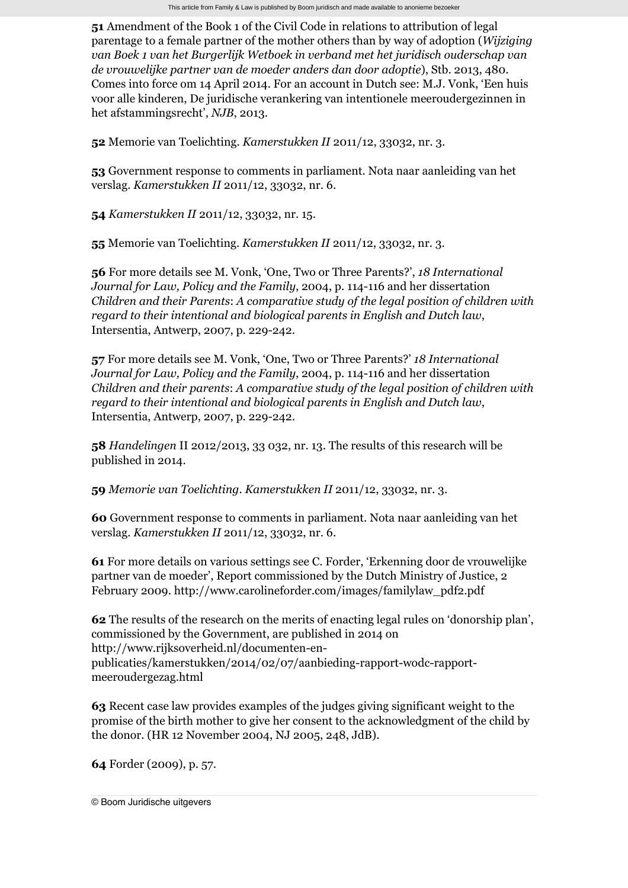**51** Amendment of the Book 1 of the Civil Code in relations to attribution of legal parentage to a female partner of the mother others than by way of adoption (*Wijziging van Boek 1 van het Burgerlijk Wetboek in verband met het juridisch ouderschap van de vrouwelijke partner van de moeder anders dan door adoptie*), Stb. 2013, 480. Comes into force om 14 April 2014. For an account in Dutch see: M.J. Vonk, 'Een huis voor alle kinderen, De juridische verankering van intentionele meeroudergezinnen in het afstammingsrecht', *NJB*, 2013.

**52** Memorie van Toelichting. *Kamerstukken II* 2011/12, 33032, nr. 3.

**53** Government response to comments in parliament. Nota naar aanleiding van het verslag. *Kamerstukken II* 2011/12, 33032, nr. 6.

**54** *Kamerstukken II* 2011/12, 33032, nr. 15.

**55** Memorie van Toelichting. *Kamerstukken II* 2011/12, 33032, nr. 3.

**56** For more details see M. Vonk, 'One, Two or Three Parents?', *18 International Journal for Law, Policy and the Family*, 2004, p. 114-116 and her dissertation *Children and their Parents*: *A comparative study of the legal position of children with regard to their intentional and biological parents in English and Dutch law*, Intersentia, Antwerp, 2007, p. 229-242.

**57** For more details see M. Vonk, 'One, Two or Three Parents?' *18 International Journal for Law, Policy and the Family*, 2004, p. 114-116 and her dissertation *Children and their parents*: *A comparative study of the legal position of children with regard to their intentional and biological parents in English and Dutch law*, Intersentia, Antwerp, 2007, p. 229-242.

**58** *Handelingen* II 2012/2013, 33 032, nr. 13. The results of this research will be published in 2014.

**59** *Memorie van Toelichting*. *Kamerstukken II* 2011/12, 33032, nr. 3.

**60** Government response to comments in parliament. Nota naar aanleiding van het verslag. *Kamerstukken II* 2011/12, 33032, nr. 6.

**61** For more details on various settings see C. Forder, 'Erkenning door de vrouwelijke partner van de moeder', Report commissioned by the Dutch Ministry of Justice, 2 February 2009. http://www.carolineforder.com/images/familylaw_pdf2.pdf

**62** The results of the research on the merits of enacting legal rules on 'donorship plan', commissioned by the Government, are published in 2014 on http://www.rijksoverheid.nl/documenten-en-publicaties/kamerstukken/2014/02/07/aanbieding-rapport-wodc-rapport-meeroudergezag.html

**63** Recent case law provides examples of the judges giving significant weight to the promise of the birth mother to give her consent to the acknowledgment of the child by the donor. (HR 12 November 2004, NJ 2005, 248, JdB).

**64** Forder (2009), p. 57.